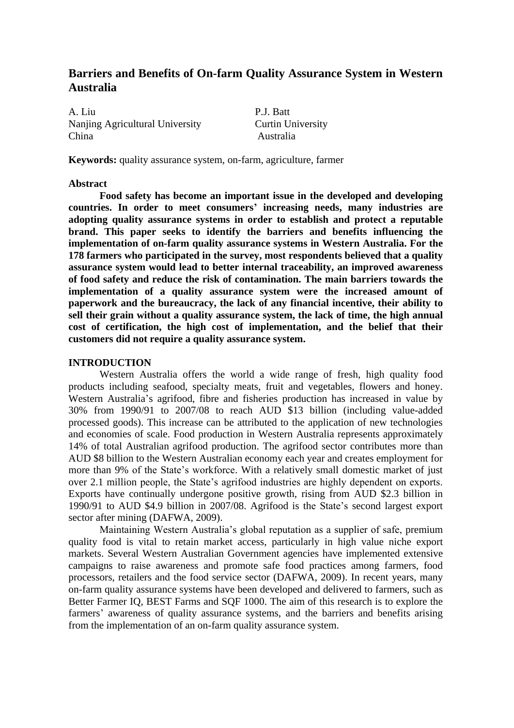# Barriers and Benefits of On-farm Quality Assurance System in Western Australia

A. Liu
Nanjing Agricultural University
China

P.J. Batt
Curtin University
Australia

**Keywords:** quality assurance system, on-farm, agriculture, farmer

## Abstract

**Food safety has become an important issue in the developed and developing countries. In order to meet consumers' increasing needs, many industries are adopting quality assurance systems in order to establish and protect a reputable brand. This paper seeks to identify the barriers and benefits influencing the implementation of on-farm quality assurance systems in Western Australia. For the 178 farmers who participated in the survey, most respondents believed that a quality assurance system would lead to better internal traceability, an improved awareness of food safety and reduce the risk of contamination. The main barriers towards the implementation of a quality assurance system were the increased amount of paperwork and the bureaucracy, the lack of any financial incentive, their ability to sell their grain without a quality assurance system, the lack of time, the high annual cost of certification, the high cost of implementation, and the belief that their customers did not require a quality assurance system.**

## INTRODUCTION

Western Australia offers the world a wide range of fresh, high quality food products including seafood, specialty meats, fruit and vegetables, flowers and honey. Western Australia's agrifood, fibre and fisheries production has increased in value by 30% from 1990/91 to 2007/08 to reach AUD $13 billion (including value-added processed goods). This increase can be attributed to the application of new technologies and economies of scale. Food production in Western Australia represents approximately 14% of total Australian agrifood production. The agrifood sector contributes more than AUD $8 billion to the Western Australian economy each year and creates employment for more than 9% of the State's workforce. With a relatively small domestic market of just over 2.1 million people, the State's agrifood industries are highly dependent on exports. Exports have continually undergone positive growth, rising from AUD $2.3 billion in 1990/91 to AUD $4.9 billion in 2007/08. Agrifood is the State's second largest export sector after mining (DAFWA, 2009).

Maintaining Western Australia's global reputation as a supplier of safe, premium quality food is vital to retain market access, particularly in high value niche export markets. Several Western Australian Government agencies have implemented extensive campaigns to raise awareness and promote safe food practices among farmers, food processors, retailers and the food service sector (DAFWA, 2009). In recent years, many on-farm quality assurance systems have been developed and delivered to farmers, such as Better Farmer IQ, BEST Farms and SQF 1000. The aim of this research is to explore the farmers' awareness of quality assurance systems, and the barriers and benefits arising from the implementation of an on-farm quality assurance system.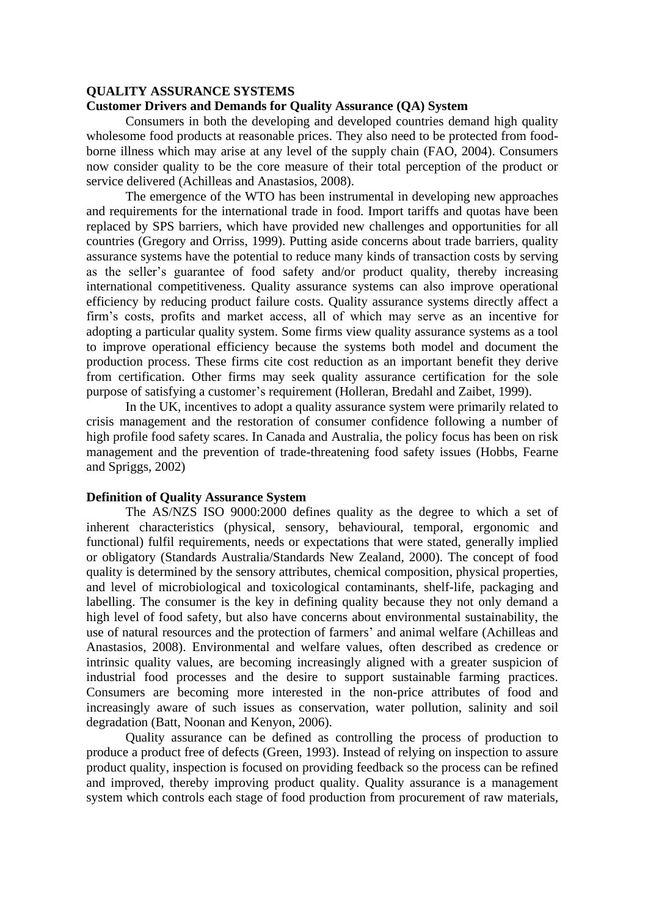**QUALITY ASSURANCE SYSTEMS**

**Customer Drivers and Demands for Quality Assurance (QA) System**

Consumers in both the developing and developed countries demand high quality wholesome food products at reasonable prices. They also need to be protected from food-borne illness which may arise at any level of the supply chain (FAO, 2004). Consumers now consider quality to be the core measure of their total perception of the product or service delivered (Achilleas and Anastasios, 2008).

The emergence of the WTO has been instrumental in developing new approaches and requirements for the international trade in food. Import tariffs and quotas have been replaced by SPS barriers, which have provided new challenges and opportunities for all countries (Gregory and Orriss, 1999). Putting aside concerns about trade barriers, quality assurance systems have the potential to reduce many kinds of transaction costs by serving as the seller's guarantee of food safety and/or product quality, thereby increasing international competitiveness. Quality assurance systems can also improve operational efficiency by reducing product failure costs. Quality assurance systems directly affect a firm's costs, profits and market access, all of which may serve as an incentive for adopting a particular quality system. Some firms view quality assurance systems as a tool to improve operational efficiency because the systems both model and document the production process. These firms cite cost reduction as an important benefit they derive from certification. Other firms may seek quality assurance certification for the sole purpose of satisfying a customer's requirement (Holleran, Bredahl and Zaibet, 1999).

In the UK, incentives to adopt a quality assurance system were primarily related to crisis management and the restoration of consumer confidence following a number of high profile food safety scares. In Canada and Australia, the policy focus has been on risk management and the prevention of trade-threatening food safety issues (Hobbs, Fearne and Spriggs, 2002)

**Definition of Quality Assurance System**

The AS/NZS ISO 9000:2000 defines quality as the degree to which a set of inherent characteristics (physical, sensory, behavioural, temporal, ergonomic and functional) fulfil requirements, needs or expectations that were stated, generally implied or obligatory (Standards Australia/Standards New Zealand, 2000). The concept of food quality is determined by the sensory attributes, chemical composition, physical properties, and level of microbiological and toxicological contaminants, shelf-life, packaging and labelling. The consumer is the key in defining quality because they not only demand a high level of food safety, but also have concerns about environmental sustainability, the use of natural resources and the protection of farmers' and animal welfare (Achilleas and Anastasios, 2008). Environmental and welfare values, often described as credence or intrinsic quality values, are becoming increasingly aligned with a greater suspicion of industrial food processes and the desire to support sustainable farming practices. Consumers are becoming more interested in the non-price attributes of food and increasingly aware of such issues as conservation, water pollution, salinity and soil degradation (Batt, Noonan and Kenyon, 2006).

Quality assurance can be defined as controlling the process of production to produce a product free of defects (Green, 1993). Instead of relying on inspection to assure product quality, inspection is focused on providing feedback so the process can be refined and improved, thereby improving product quality. Quality assurance is a management system which controls each stage of food production from procurement of raw materials,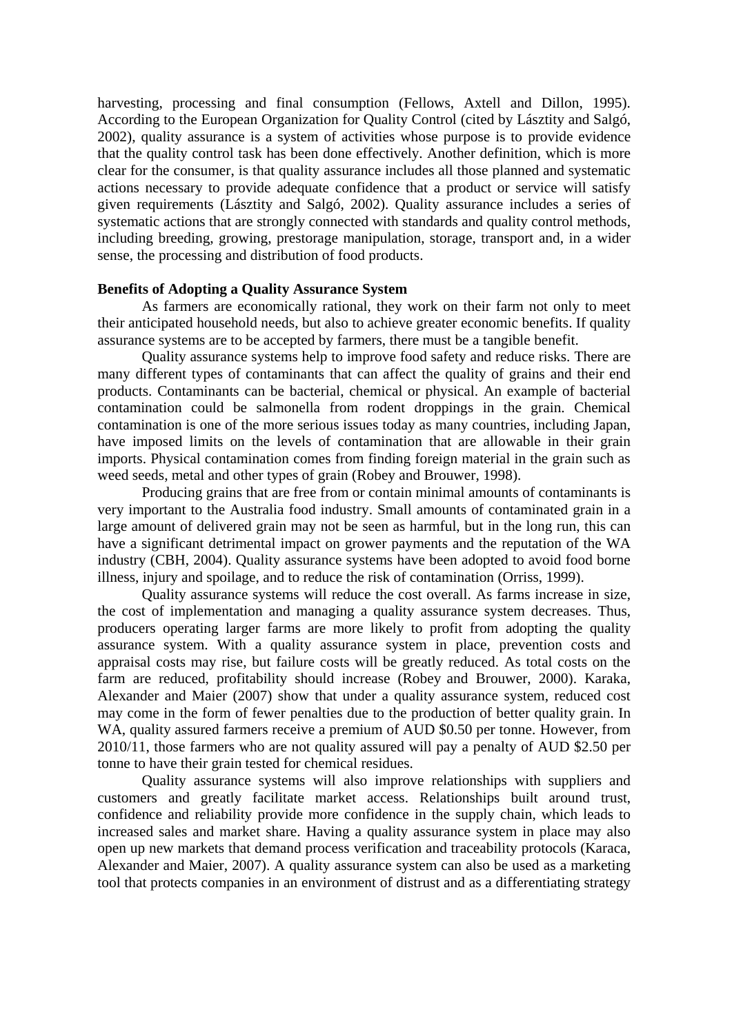harvesting, processing and final consumption (Fellows, Axtell and Dillon, 1995). According to the European Organization for Quality Control (cited by Lásztity and Salgó, 2002), quality assurance is a system of activities whose purpose is to provide evidence that the quality control task has been done effectively. Another definition, which is more clear for the consumer, is that quality assurance includes all those planned and systematic actions necessary to provide adequate confidence that a product or service will satisfy given requirements (Lásztity and Salgó, 2002). Quality assurance includes a series of systematic actions that are strongly connected with standards and quality control methods, including breeding, growing, prestorage manipulation, storage, transport and, in a wider sense, the processing and distribution of food products.

**Benefits of Adopting a Quality Assurance System**

As farmers are economically rational, they work on their farm not only to meet their anticipated household needs, but also to achieve greater economic benefits. If quality assurance systems are to be accepted by farmers, there must be a tangible benefit.

Quality assurance systems help to improve food safety and reduce risks. There are many different types of contaminants that can affect the quality of grains and their end products. Contaminants can be bacterial, chemical or physical. An example of bacterial contamination could be salmonella from rodent droppings in the grain. Chemical contamination is one of the more serious issues today as many countries, including Japan, have imposed limits on the levels of contamination that are allowable in their grain imports. Physical contamination comes from finding foreign material in the grain such as weed seeds, metal and other types of grain (Robey and Brouwer, 1998).

Producing grains that are free from or contain minimal amounts of contaminants is very important to the Australia food industry. Small amounts of contaminated grain in a large amount of delivered grain may not be seen as harmful, but in the long run, this can have a significant detrimental impact on grower payments and the reputation of the WA industry (CBH, 2004). Quality assurance systems have been adopted to avoid food borne illness, injury and spoilage, and to reduce the risk of contamination (Orriss, 1999).

Quality assurance systems will reduce the cost overall. As farms increase in size, the cost of implementation and managing a quality assurance system decreases. Thus, producers operating larger farms are more likely to profit from adopting the quality assurance system. With a quality assurance system in place, prevention costs and appraisal costs may rise, but failure costs will be greatly reduced. As total costs on the farm are reduced, profitability should increase (Robey and Brouwer, 2000). Karaka, Alexander and Maier (2007) show that under a quality assurance system, reduced cost may come in the form of fewer penalties due to the production of better quality grain. In WA, quality assured farmers receive a premium of AUD $0.50 per tonne. However, from 2010/11, those farmers who are not quality assured will pay a penalty of AUD $2.50 per tonne to have their grain tested for chemical residues.

Quality assurance systems will also improve relationships with suppliers and customers and greatly facilitate market access. Relationships built around trust, confidence and reliability provide more confidence in the supply chain, which leads to increased sales and market share. Having a quality assurance system in place may also open up new markets that demand process verification and traceability protocols (Karaca, Alexander and Maier, 2007). A quality assurance system can also be used as a marketing tool that protects companies in an environment of distrust and as a differentiating strategy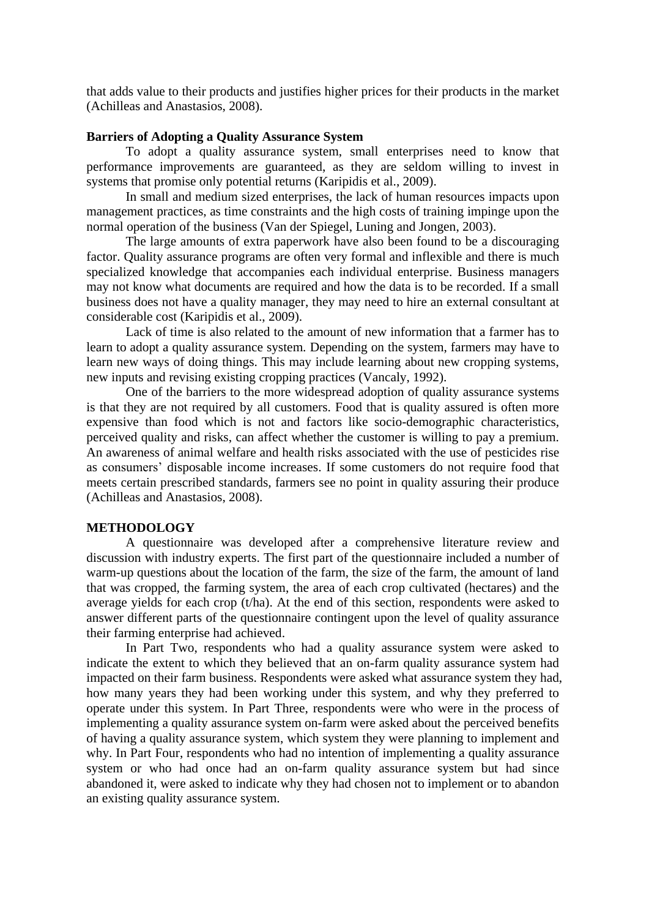that adds value to their products and justifies higher prices for their products in the market (Achilleas and Anastasios, 2008).

**Barriers of Adopting a Quality Assurance System**

To adopt a quality assurance system, small enterprises need to know that performance improvements are guaranteed, as they are seldom willing to invest in systems that promise only potential returns (Karipidis et al., 2009).

In small and medium sized enterprises, the lack of human resources impacts upon management practices, as time constraints and the high costs of training impinge upon the normal operation of the business (Van der Spiegel, Luning and Jongen, 2003).

The large amounts of extra paperwork have also been found to be a discouraging factor. Quality assurance programs are often very formal and inflexible and there is much specialized knowledge that accompanies each individual enterprise. Business managers may not know what documents are required and how the data is to be recorded. If a small business does not have a quality manager, they may need to hire an external consultant at considerable cost (Karipidis et al., 2009).

Lack of time is also related to the amount of new information that a farmer has to learn to adopt a quality assurance system. Depending on the system, farmers may have to learn new ways of doing things. This may include learning about new cropping systems, new inputs and revising existing cropping practices (Vancaly, 1992).

One of the barriers to the more widespread adoption of quality assurance systems is that they are not required by all customers. Food that is quality assured is often more expensive than food which is not and factors like socio-demographic characteristics, perceived quality and risks, can affect whether the customer is willing to pay a premium. An awareness of animal welfare and health risks associated with the use of pesticides rise as consumers' disposable income increases. If some customers do not require food that meets certain prescribed standards, farmers see no point in quality assuring their produce (Achilleas and Anastasios, 2008).

**METHODOLOGY**

A questionnaire was developed after a comprehensive literature review and discussion with industry experts. The first part of the questionnaire included a number of warm-up questions about the location of the farm, the size of the farm, the amount of land that was cropped, the farming system, the area of each crop cultivated (hectares) and the average yields for each crop (t/ha). At the end of this section, respondents were asked to answer different parts of the questionnaire contingent upon the level of quality assurance their farming enterprise had achieved.

In Part Two, respondents who had a quality assurance system were asked to indicate the extent to which they believed that an on-farm quality assurance system had impacted on their farm business. Respondents were asked what assurance system they had, how many years they had been working under this system, and why they preferred to operate under this system. In Part Three, respondents were who were in the process of implementing a quality assurance system on-farm were asked about the perceived benefits of having a quality assurance system, which system they were planning to implement and why. In Part Four, respondents who had no intention of implementing a quality assurance system or who had once had an on-farm quality assurance system but had since abandoned it, were asked to indicate why they had chosen not to implement or to abandon an existing quality assurance system.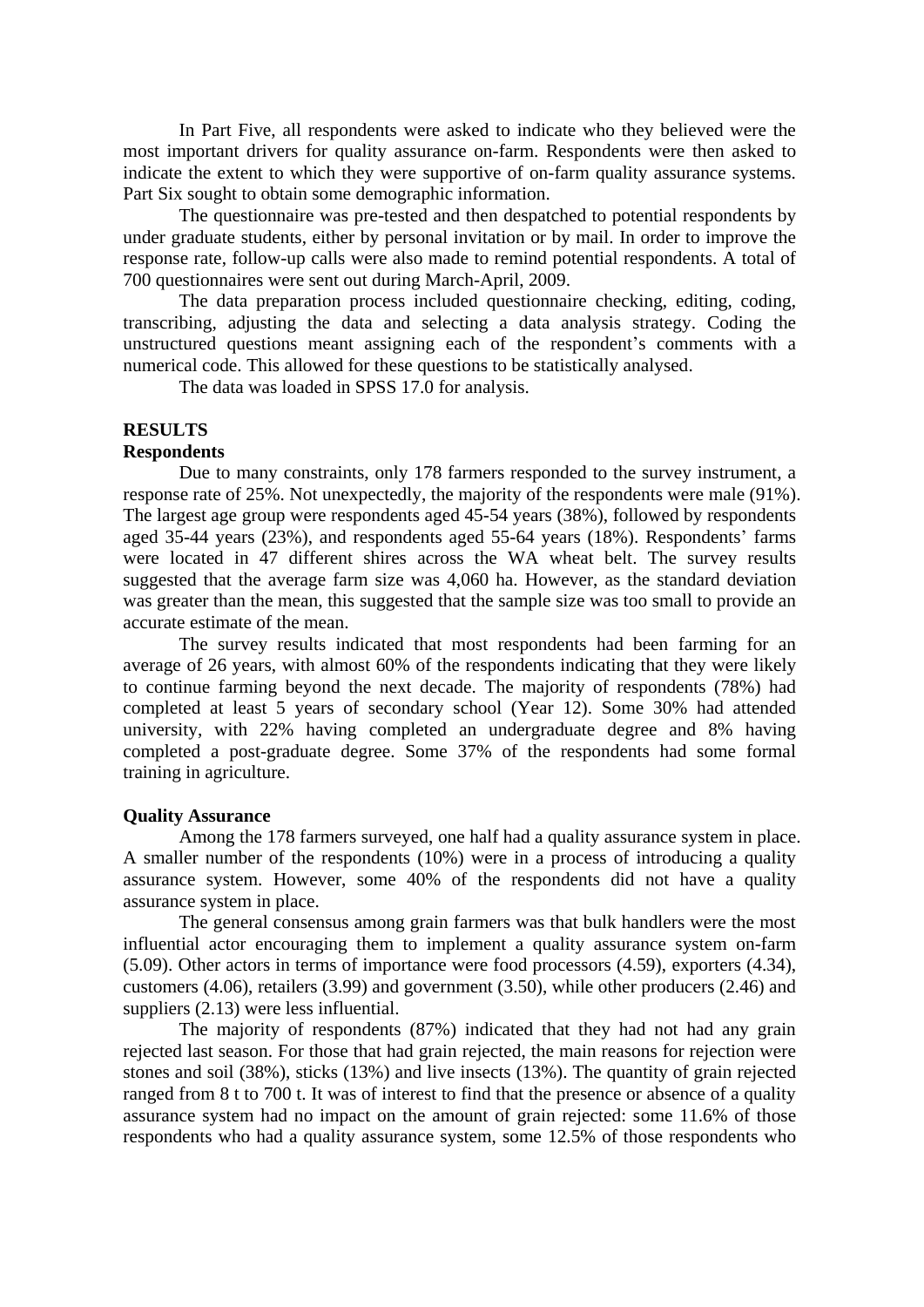In Part Five, all respondents were asked to indicate who they believed were the most important drivers for quality assurance on-farm. Respondents were then asked to indicate the extent to which they were supportive of on-farm quality assurance systems. Part Six sought to obtain some demographic information.

The questionnaire was pre-tested and then despatched to potential respondents by under graduate students, either by personal invitation or by mail. In order to improve the response rate, follow-up calls were also made to remind potential respondents. A total of 700 questionnaires were sent out during March-April, 2009.

The data preparation process included questionnaire checking, editing, coding, transcribing, adjusting the data and selecting a data analysis strategy. Coding the unstructured questions meant assigning each of the respondent's comments with a numerical code. This allowed for these questions to be statistically analysed.

The data was loaded in SPSS 17.0 for analysis.

## RESULTS

### Respondents

Due to many constraints, only 178 farmers responded to the survey instrument, a response rate of 25%. Not unexpectedly, the majority of the respondents were male (91%). The largest age group were respondents aged 45-54 years (38%), followed by respondents aged 35-44 years (23%), and respondents aged 55-64 years (18%). Respondents' farms were located in 47 different shires across the WA wheat belt. The survey results suggested that the average farm size was 4,060 ha. However, as the standard deviation was greater than the mean, this suggested that the sample size was too small to provide an accurate estimate of the mean.

The survey results indicated that most respondents had been farming for an average of 26 years, with almost 60% of the respondents indicating that they were likely to continue farming beyond the next decade. The majority of respondents (78%) had completed at least 5 years of secondary school (Year 12). Some 30% had attended university, with 22% having completed an undergraduate degree and 8% having completed a post-graduate degree. Some 37% of the respondents had some formal training in agriculture.

### Quality Assurance

Among the 178 farmers surveyed, one half had a quality assurance system in place. A smaller number of the respondents (10%) were in a process of introducing a quality assurance system. However, some 40% of the respondents did not have a quality assurance system in place.

The general consensus among grain farmers was that bulk handlers were the most influential actor encouraging them to implement a quality assurance system on-farm (5.09). Other actors in terms of importance were food processors (4.59), exporters (4.34), customers (4.06), retailers (3.99) and government (3.50), while other producers (2.46) and suppliers (2.13) were less influential.

The majority of respondents (87%) indicated that they had not had any grain rejected last season. For those that had grain rejected, the main reasons for rejection were stones and soil (38%), sticks (13%) and live insects (13%). The quantity of grain rejected ranged from 8 t to 700 t. It was of interest to find that the presence or absence of a quality assurance system had no impact on the amount of grain rejected: some 11.6% of those respondents who had a quality assurance system, some 12.5% of those respondents who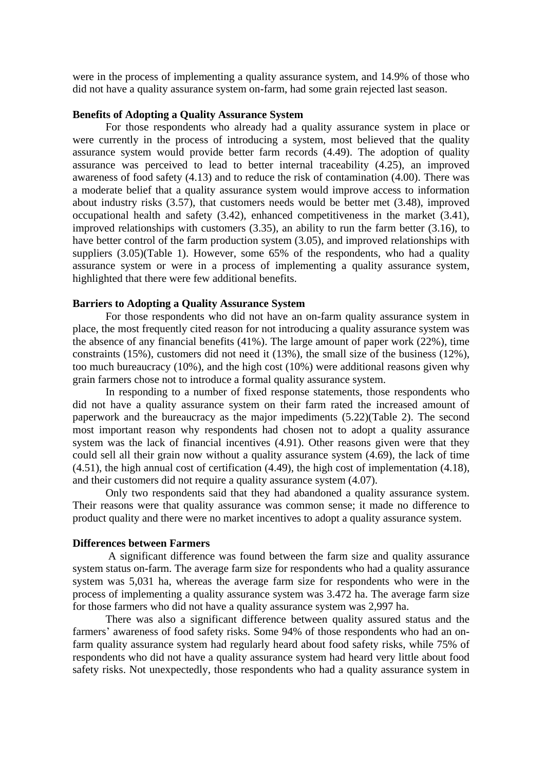were in the process of implementing a quality assurance system, and 14.9% of those who did not have a quality assurance system on-farm, had some grain rejected last season.

**Benefits of Adopting a Quality Assurance System**

For those respondents who already had a quality assurance system in place or were currently in the process of introducing a system, most believed that the quality assurance system would provide better farm records (4.49). The adoption of quality assurance was perceived to lead to better internal traceability (4.25), an improved awareness of food safety (4.13) and to reduce the risk of contamination (4.00). There was a moderate belief that a quality assurance system would improve access to information about industry risks (3.57), that customers needs would be better met (3.48), improved occupational health and safety (3.42), enhanced competitiveness in the market (3.41), improved relationships with customers (3.35), an ability to run the farm better (3.16), to have better control of the farm production system (3.05), and improved relationships with suppliers (3.05)(Table 1). However, some 65% of the respondents, who had a quality assurance system or were in a process of implementing a quality assurance system, highlighted that there were few additional benefits.

**Barriers to Adopting a Quality Assurance System**

For those respondents who did not have an on-farm quality assurance system in place, the most frequently cited reason for not introducing a quality assurance system was the absence of any financial benefits (41%). The large amount of paper work (22%), time constraints (15%), customers did not need it (13%), the small size of the business (12%), too much bureaucracy (10%), and the high cost (10%) were additional reasons given why grain farmers chose not to introduce a formal quality assurance system.

In responding to a number of fixed response statements, those respondents who did not have a quality assurance system on their farm rated the increased amount of paperwork and the bureaucracy as the major impediments (5.22)(Table 2). The second most important reason why respondents had chosen not to adopt a quality assurance system was the lack of financial incentives (4.91). Other reasons given were that they could sell all their grain now without a quality assurance system (4.69), the lack of time (4.51), the high annual cost of certification (4.49), the high cost of implementation (4.18), and their customers did not require a quality assurance system (4.07).

Only two respondents said that they had abandoned a quality assurance system. Their reasons were that quality assurance was common sense; it made no difference to product quality and there were no market incentives to adopt a quality assurance system.

**Differences between Farmers**

A significant difference was found between the farm size and quality assurance system status on-farm. The average farm size for respondents who had a quality assurance system was 5,031 ha, whereas the average farm size for respondents who were in the process of implementing a quality assurance system was 3.472 ha. The average farm size for those farmers who did not have a quality assurance system was 2,997 ha.

There was also a significant difference between quality assured status and the farmers' awareness of food safety risks. Some 94% of those respondents who had an on-farm quality assurance system had regularly heard about food safety risks, while 75% of respondents who did not have a quality assurance system had heard very little about food safety risks. Not unexpectedly, those respondents who had a quality assurance system in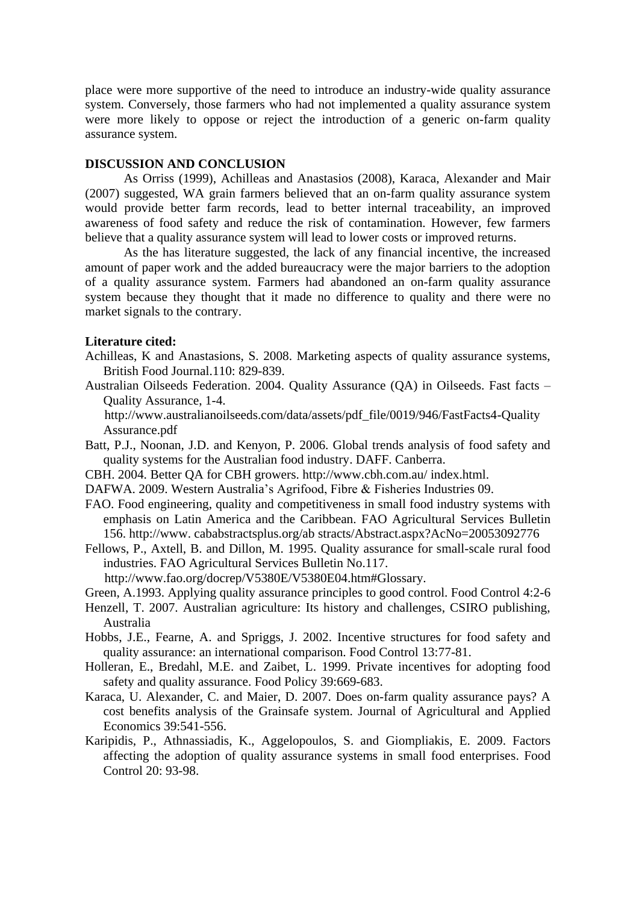place were more supportive of the need to introduce an industry-wide quality assurance system. Conversely, those farmers who had not implemented a quality assurance system were more likely to oppose or reject the introduction of a generic on-farm quality assurance system.

**DISCUSSION AND CONCLUSION**

As Orriss (1999), Achilleas and Anastasios (2008), Karaca, Alexander and Mair (2007) suggested, WA grain farmers believed that an on-farm quality assurance system would provide better farm records, lead to better internal traceability, an improved awareness of food safety and reduce the risk of contamination. However, few farmers believe that a quality assurance system will lead to lower costs or improved returns.

As the has literature suggested, the lack of any financial incentive, the increased amount of paper work and the added bureaucracy were the major barriers to the adoption of a quality assurance system. Farmers had abandoned an on-farm quality assurance system because they thought that it made no difference to quality and there were no market signals to the contrary.

**Literature cited:**

Achilleas, K and Anastasions, S. 2008. Marketing aspects of quality assurance systems, British Food Journal.110: 829-839.

Australian Oilseeds Federation. 2004. Quality Assurance (QA) in Oilseeds. Fast facts – Quality Assurance, 1-4. http://www.australianoilseeds.com/data/assets/pdf_file/0019/946/FastFacts4-Quality Assurance.pdf

Batt, P.J., Noonan, J.D. and Kenyon, P. 2006. Global trends analysis of food safety and quality systems for the Australian food industry. DAFF. Canberra.

CBH. 2004. Better QA for CBH growers. http://www.cbh.com.au/ index.html.

DAFWA. 2009. Western Australia's Agrifood, Fibre & Fisheries Industries 09.

FAO. Food engineering, quality and competitiveness in small food industry systems with emphasis on Latin America and the Caribbean. FAO Agricultural Services Bulletin 156. http://www. cababstractsplus.org/ab stracts/Abstract.aspx?AcNo=20053092776

Fellows, P., Axtell, B. and Dillon, M. 1995. Quality assurance for small-scale rural food industries. FAO Agricultural Services Bulletin No.117. http://www.fao.org/docrep/V5380E/V5380E04.htm#Glossary.

Green, A.1993. Applying quality assurance principles to good control. Food Control 4:2-6

Henzell, T. 2007. Australian agriculture: Its history and challenges, CSIRO publishing, Australia

Hobbs, J.E., Fearne, A. and Spriggs, J. 2002. Incentive structures for food safety and quality assurance: an international comparison. Food Control 13:77-81.

Holleran, E., Bredahl, M.E. and Zaibet, L. 1999. Private incentives for adopting food safety and quality assurance. Food Policy 39:669-683.

Karaca, U. Alexander, C. and Maier, D. 2007. Does on-farm quality assurance pays? A cost benefits analysis of the Grainsafe system. Journal of Agricultural and Applied Economics 39:541-556.

Karipidis, P., Athnassiadis, K., Aggelopoulos, S. and Giompliakis, E. 2009. Factors affecting the adoption of quality assurance systems in small food enterprises. Food Control 20: 93-98.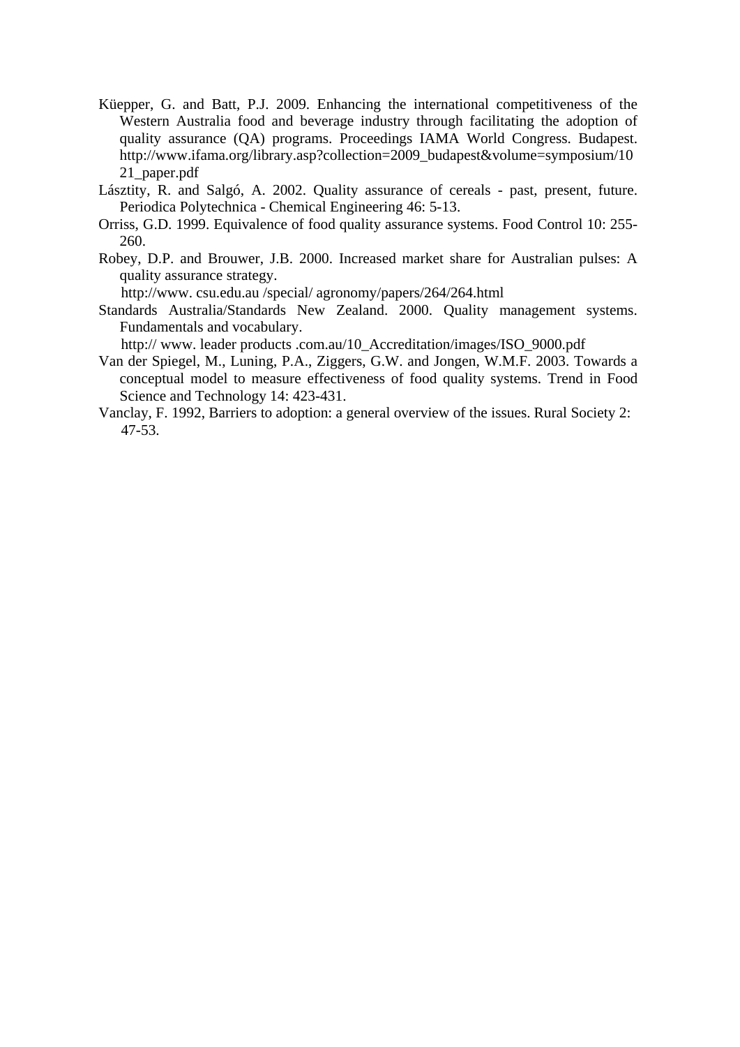Küepper, G. and Batt, P.J. 2009. Enhancing the international competitiveness of the Western Australia food and beverage industry through facilitating the adoption of quality assurance (QA) programs. Proceedings IAMA World Congress. Budapest. http://www.ifama.org/library.asp?collection=2009_budapest&volume=symposium/1021_paper.pdf

Lásztity, R. and Salgó, A. 2002. Quality assurance of cereals - past, present, future. Periodica Polytechnica - Chemical Engineering 46: 5-13.

Orriss, G.D. 1999. Equivalence of food quality assurance systems. Food Control 10: 255-260.

Robey, D.P. and Brouwer, J.B. 2000. Increased market share for Australian pulses: A quality assurance strategy.
http://www. csu.edu.au /special/ agronomy/papers/264/264.html

Standards Australia/Standards New Zealand. 2000. Quality management systems. Fundamentals and vocabulary.
http:// www. leader products .com.au/10_Accreditation/images/ISO_9000.pdf

Van der Spiegel, M., Luning, P.A., Ziggers, G.W. and Jongen, W.M.F. 2003. Towards a conceptual model to measure effectiveness of food quality systems. Trend in Food Science and Technology 14: 423-431.

Vanclay, F. 1992, Barriers to adoption: a general overview of the issues. Rural Society 2: 47-53.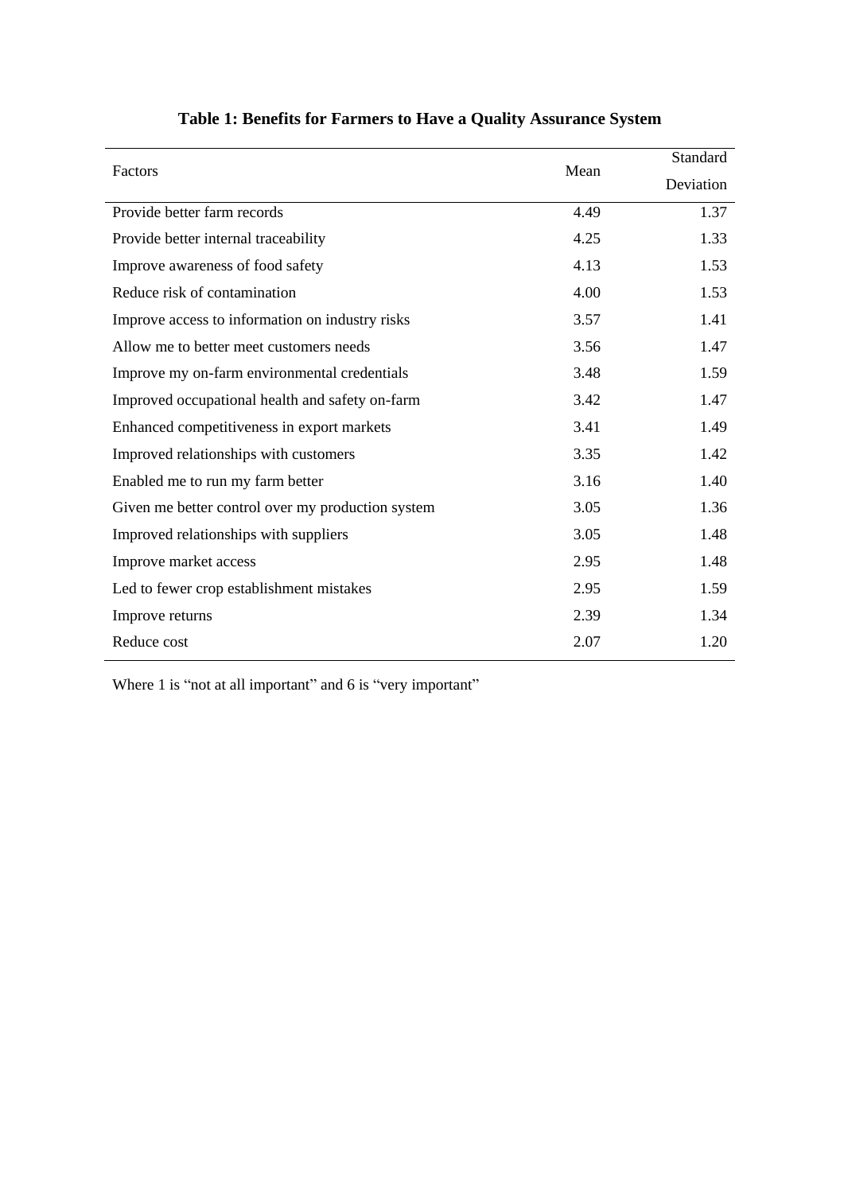**Table 1: Benefits for Farmers to Have a Quality Assurance System**

| Factors | Mean | Standard Deviation |
|---|---|---|
| Provide better farm records | 4.49 | 1.37 |
| Provide better internal traceability | 4.25 | 1.33 |
| Improve awareness of food safety | 4.13 | 1.53 |
| Reduce risk of contamination | 4.00 | 1.53 |
| Improve access to information on industry risks | 3.57 | 1.41 |
| Allow me to better meet customers needs | 3.56 | 1.47 |
| Improve my on-farm environmental credentials | 3.48 | 1.59 |
| Improved occupational health and safety on-farm | 3.42 | 1.47 |
| Enhanced competitiveness in export markets | 3.41 | 1.49 |
| Improved relationships with customers | 3.35 | 1.42 |
| Enabled me to run my farm better | 3.16 | 1.40 |
| Given me better control over my production system | 3.05 | 1.36 |
| Improved relationships with suppliers | 3.05 | 1.48 |
| Improve market access | 2.95 | 1.48 |
| Led to fewer crop establishment mistakes | 2.95 | 1.59 |
| Improve returns | 2.39 | 1.34 |
| Reduce cost | 2.07 | 1.20 |

Where 1 is "not at all important" and 6 is "very important"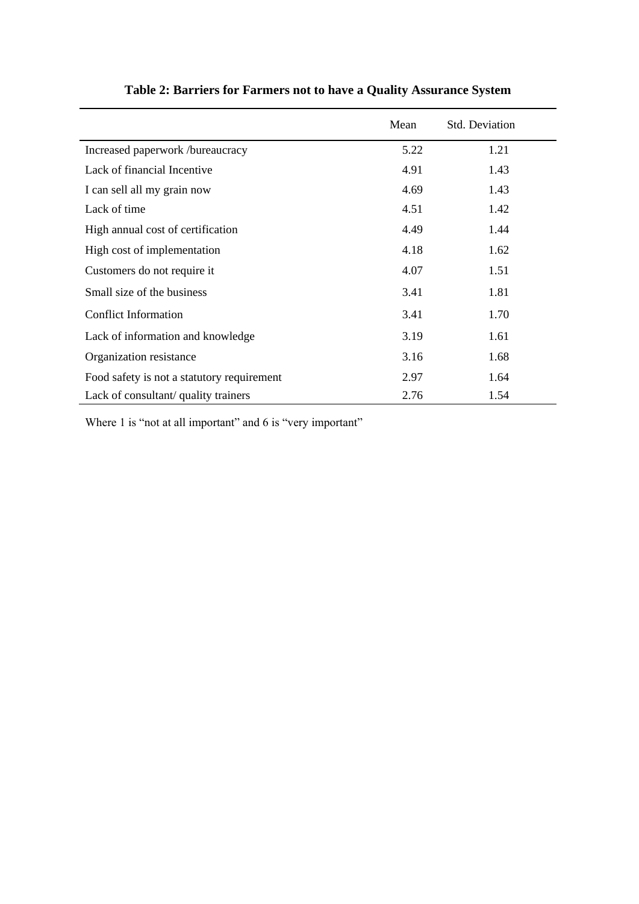**Table 2: Barriers for Farmers not to have a Quality Assurance System**

| | Mean | Std. Deviation |
|---|---|---|
| Increased paperwork /bureaucracy | 5.22 | 1.21 |
| Lack of financial Incentive | 4.91 | 1.43 |
| I can sell all my grain now | 4.69 | 1.43 |
| Lack of time | 4.51 | 1.42 |
| High annual cost of certification | 4.49 | 1.44 |
| High cost of implementation | 4.18 | 1.62 |
| Customers do not require it | 4.07 | 1.51 |
| Small size of the business | 3.41 | 1.81 |
| Conflict Information | 3.41 | 1.70 |
| Lack of information and knowledge | 3.19 | 1.61 |
| Organization resistance | 3.16 | 1.68 |
| Food safety is not a statutory requirement | 2.97 | 1.64 |
| Lack of consultant/ quality trainers | 2.76 | 1.54 |

Where 1 is “not at all important” and 6 is “very important”